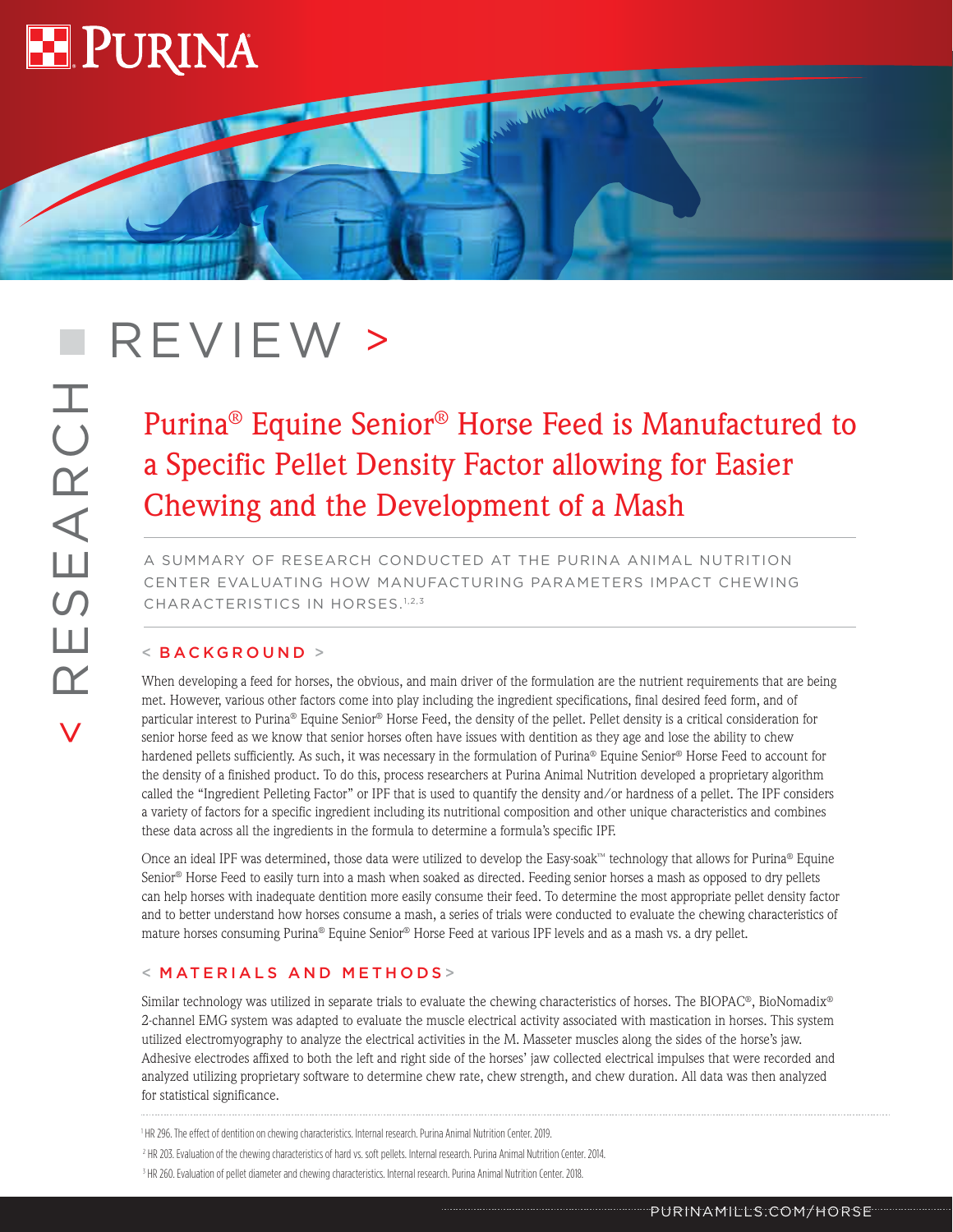# REVIEW >

## Purina® Equine Senior® Horse Feed is Manufactured to a Specific Pellet Density Factor allowing for Easier Chewing and the Development of a Mash

A SUMMARY OF RESEARCH CONDUCTED AT THE PURINA ANIMAL NUTRITION CENTER EVALUATING HOW MANUFACTURING PARAMETERS IMPACT CHEWING CHARACTERISTICS IN HORSES.[1,2,3]

### < BACKGROUND >

When developing a feed for horses, the obvious, and main driver of the formulation are the nutrient requirements that are being met. However, various other factors come into play including the ingredient specifications, final desired feed form, and of particular interest to Purina® Equine Senior® Horse Feed, the density of the pellet. Pellet density is a critical consideration for senior horse feed as we know that senior horses often have issues with dentition as they age and lose the ability to chew hardened pellets sufficiently. As such, it was necessary in the formulation of Purina® Equine Senior® Horse Feed to account for the density of a finished product. To do this, process researchers at Purina Animal Nutrition developed a proprietary algorithm called the "Ingredient Pelleting Factor" or IPF that is used to quantify the density and/or hardness of a pellet. The IPF considers a variety of factors for a specific ingredient including its nutritional composition and other unique characteristics and combines these data across all the ingredients in the formula to determine a formula's specific IPF.

Once an ideal IPF was determined, those data were utilized to develop the Easy-soak™ technology that allows for Purina® Equine Senior® Horse Feed to easily turn into a mash when soaked as directed. Feeding senior horses a mash as opposed to dry pellets can help horses with inadequate dentition more easily consume their feed. To determine the most appropriate pellet density factor and to better understand how horses consume a mash, a series of trials were conducted to evaluate the chewing characteristics of mature horses consuming Purina® Equine Senior® Horse Feed at various IPF levels and as a mash vs. a dry pellet.

### < MATERIALS AND METHODS >

Similar technology was utilized in separate trials to evaluate the chewing characteristics of horses. The BIOPAC®, BioNomadix® 2-channel EMG system was adapted to evaluate the muscle electrical activity associated with mastication in horses. This system utilized electromyography to analyze the electrical activities in the M. Masseter muscles along the sides of the horse's jaw. Adhesive electrodes affixed to both the left and right side of the horses' jaw collected electrical impulses that were recorded and analyzed utilizing proprietary software to determine chew rate, chew strength, and chew duration. All data was then analyzed for statistical significance.

---

[1] HR 296. The effect of dentition on chewing characteristics. Internal research. Purina Animal Nutrition Center. 2019.

[2] HR 203. Evaluation of the chewing characteristics of hard vs. soft pellets. Internal research. Purina Animal Nutrition Center. 2014.

[3] HR 260. Evaluation of pellet diameter and chewing characteristics. Internal research. Purina Animal Nutrition Center. 2018.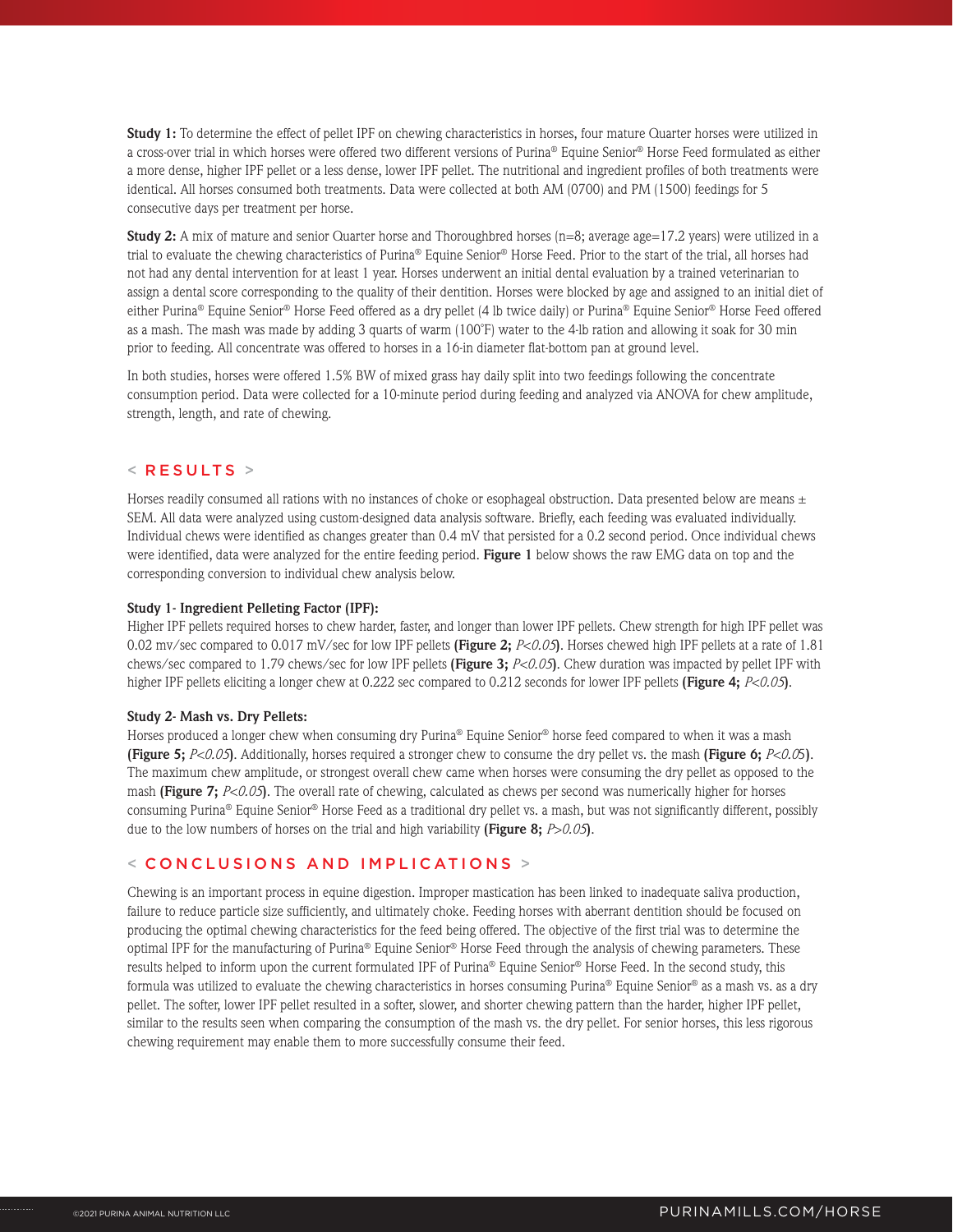**Study 1:** To determine the effect of pellet IPF on chewing characteristics in horses, four mature Quarter horses were utilized in a cross-over trial in which horses were offered two different versions of Purina® Equine Senior® Horse Feed formulated as either a more dense, higher IPF pellet or a less dense, lower IPF pellet. The nutritional and ingredient profiles of both treatments were identical. All horses consumed both treatments. Data were collected at both AM (0700) and PM (1500) feedings for 5 consecutive days per treatment per horse.

**Study 2:** A mix of mature and senior Quarter horse and Thoroughbred horses (n=8; average age=17.2 years) were utilized in a trial to evaluate the chewing characteristics of Purina® Equine Senior® Horse Feed. Prior to the start of the trial, all horses had not had any dental intervention for at least 1 year. Horses underwent an initial dental evaluation by a trained veterinarian to assign a dental score corresponding to the quality of their dentition. Horses were blocked by age and assigned to an initial diet of either Purina® Equine Senior® Horse Feed offered as a dry pellet (4 lb twice daily) or Purina® Equine Senior® Horse Feed offered as a mash. The mash was made by adding 3 quarts of warm (100°F) water to the 4-lb ration and allowing it soak for 30 min prior to feeding. All concentrate was offered to horses in a 16-in diameter flat-bottom pan at ground level.

In both studies, horses were offered 1.5% BW of mixed grass hay daily split into two feedings following the concentrate consumption period. Data were collected for a 10-minute period during feeding and analyzed via ANOVA for chew amplitude, strength, length, and rate of chewing.

## < RESULTS >

Horses readily consumed all rations with no instances of choke or esophageal obstruction. Data presented below are means ± SEM. All data were analyzed using custom-designed data analysis software. Briefly, each feeding was evaluated individually. Individual chews were identified as changes greater than 0.4 mV that persisted for a 0.2 second period. Once individual chews were identified, data were analyzed for the entire feeding period. **Figure 1** below shows the raw EMG data on top and the corresponding conversion to individual chew analysis below.

### Study 1- Ingredient Pelleting Factor (IPF):

Higher IPF pellets required horses to chew harder, faster, and longer than lower IPF pellets. Chew strength for high IPF pellet was 0.02 mv/sec compared to 0.017 mV/sec for low IPF pellets **(Figure 2;** $P<0.05$**)**. Horses chewed high IPF pellets at a rate of 1.81 chews/sec compared to 1.79 chews/sec for low IPF pellets **(Figure 3;** $P<0.05$**)**. Chew duration was impacted by pellet IPF with higher IPF pellets eliciting a longer chew at 0.222 sec compared to 0.212 seconds for lower IPF pellets **(Figure 4;** $P<0.05$**)**.

### Study 2- Mash vs. Dry Pellets:

Horses produced a longer chew when consuming dry Purina® Equine Senior® horse feed compared to when it was a mash **(Figure 5;** $P<0.05$**)**. Additionally, horses required a stronger chew to consume the dry pellet vs. the mash **(Figure 6;** $P<0.05$**)**. The maximum chew amplitude, or strongest overall chew came when horses were consuming the dry pellet as opposed to the mash **(Figure 7;** $P<0.05$**)**. The overall rate of chewing, calculated as chews per second was numerically higher for horses consuming Purina® Equine Senior® Horse Feed as a traditional dry pellet vs. a mash, but was not significantly different, possibly due to the low numbers of horses on the trial and high variability **(Figure 8;** $P>0.05$**)**.

## < CONCLUSIONS AND IMPLICATIONS >

Chewing is an important process in equine digestion. Improper mastication has been linked to inadequate saliva production, failure to reduce particle size sufficiently, and ultimately choke. Feeding horses with aberrant dentition should be focused on producing the optimal chewing characteristics for the feed being offered. The objective of the first trial was to determine the optimal IPF for the manufacturing of Purina® Equine Senior® Horse Feed through the analysis of chewing parameters. These results helped to inform upon the current formulated IPF of Purina® Equine Senior® Horse Feed. In the second study, this formula was utilized to evaluate the chewing characteristics in horses consuming Purina® Equine Senior® as a mash vs. as a dry pellet. The softer, lower IPF pellet resulted in a softer, slower, and shorter chewing pattern than the harder, higher IPF pellet, similar to the results seen when comparing the consumption of the mash vs. the dry pellet. For senior horses, this less rigorous chewing requirement may enable them to more successfully consume their feed.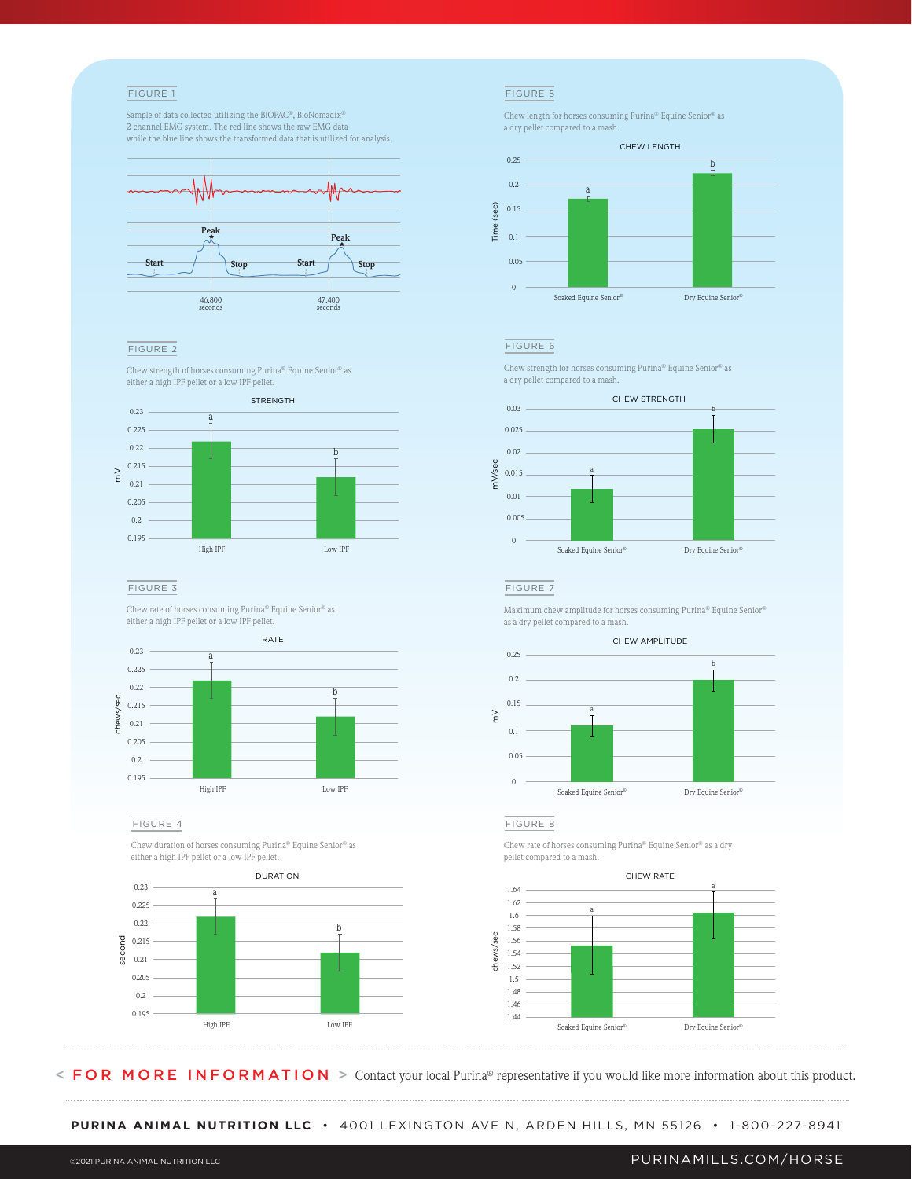FIGURE 1

Sample of data collected utilizing the BIOPAC®, BioNomadix® 2-channel EMG system. The red line shows the raw EMG data while the blue line shows the transformed data that is utilized for analysis.

Peak
Start
Stop
Start
Peak
Stop
46.800 seconds
47.400 seconds

FIGURE 2

Chew strength of horses consuming Purina® Equine Senior® as either a high IPF pellet or a low IPF pellet.

STRENGTH
mV
0.23
0.225
0.22
0.215
0.21
0.205
0.2
0.195
a
b
High IPF
Low IPF

FIGURE 3

Chew rate of horses consuming Purina® Equine Senior® as either a high IPF pellet or a low IPF pellet.

RATE
chews/sec
0.23
0.225
0.22
0.215
0.21
0.205
0.2
0.195
a
b
High IPF
Low IPF

FIGURE 4

Chew duration of horses consuming Purina® Equine Senior® as either a high IPF pellet or a low IPF pellet.

DURATION
second
0.23
0.225
0.22
0.215
0.21
0.205
0.2
0.195
a
b
High IPF
Low IPF

FIGURE 5

Chew length for horses consuming Purina® Equine Senior® as a dry pellet compared to a mash.

CHEW LENGTH
Time (sec)
0.25
0.2
0.15
0.1
0.05
0
a
b
Soaked Equine Senior®
Dry Equine Senior®

FIGURE 6

Chew strength for horses consuming Purina® Equine Senior® as a dry pellet compared to a mash.

CHEW STRENGTH
mV/sec
0.03
0.025
0.02
0.015
0.01
0.005
0
a
b
Soaked Equine Senior®
Dry Equine Senior®

FIGURE 7

Maximum chew amplitude for horses consuming Purina® Equine Senior® as a dry pellet compared to a mash.

CHEW AMPLITUDE
mV
0.25
0.2
0.15
0.1
0.05
0
a
b
Soaked Equine Senior®
Dry Equine Senior®

FIGURE 8

Chew rate of horses consuming Purina® Equine Senior® as a dry pellet compared to a mash.

CHEW RATE
chews/sec
1.64
1.62
1.6
1.58
1.56
1.54
1.52
1.5
1.48
1.46
1.44
a
a
Soaked Equine Senior®
Dry Equine Senior®

< **FOR MORE INFORMATION** > Contact your local Purina® representative if you would like more information about this product.

**PURINA ANIMAL NUTRITION LLC** • 4001 LEXINGTON AVE N, ARDEN HILLS, MN 55126 • 1-800-227-8941

©2021 PURINA ANIMAL NUTRITION LLC

PURINAMILLS.COM/HORSE